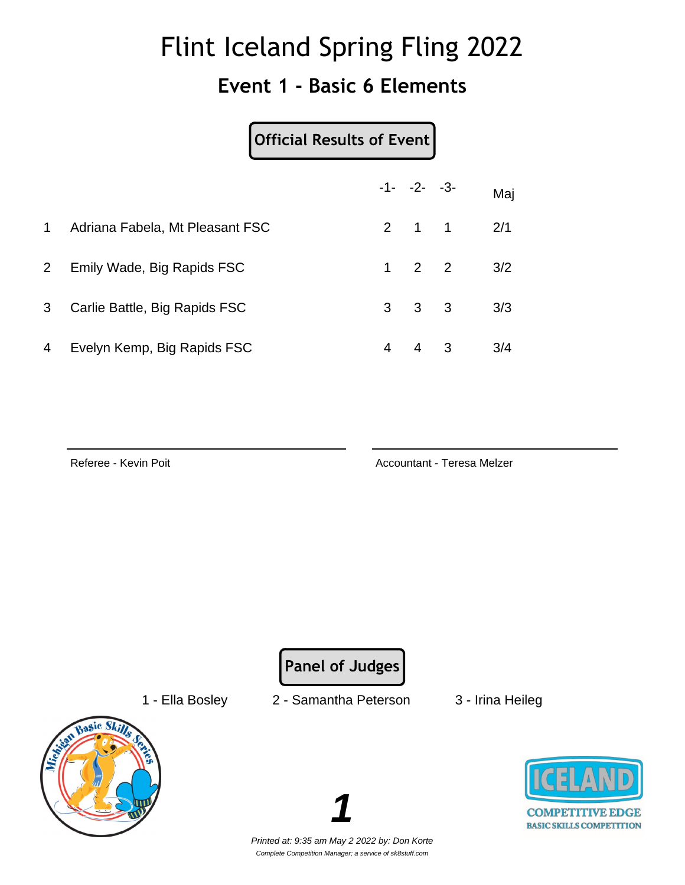# Flint Iceland Spring Fling 2022

## Event 1 - Basic 6 Elements

**Official Results of Event**

| | | -1- | -2- | -3- | Maj |
|---|---|---|---|---|---|
| 1 | Adriana Fabela, Mt Pleasant FSC | 2 | 1 | 1 | 2/1 |
| 2 | Emily Wade, Big Rapids FSC | 1 | 2 | 2 | 3/2 |
| 3 | Carlie Battle, Big Rapids FSC | 3 | 3 | 3 | 3/3 |
| 4 | Evelyn Kemp, Big Rapids FSC | 4 | 4 | 3 | 3/4 |

Referee - Kevin Poit

Accountant - Teresa Melzer

**Panel of Judges**

1 - Ella Bosley    2 - Samantha Peterson    3 - Irina Heileg

*Printed at: 9:35 am May 2 2022 by: Don Korte*

*Complete Competition Manager; a service of sk8stuff.com*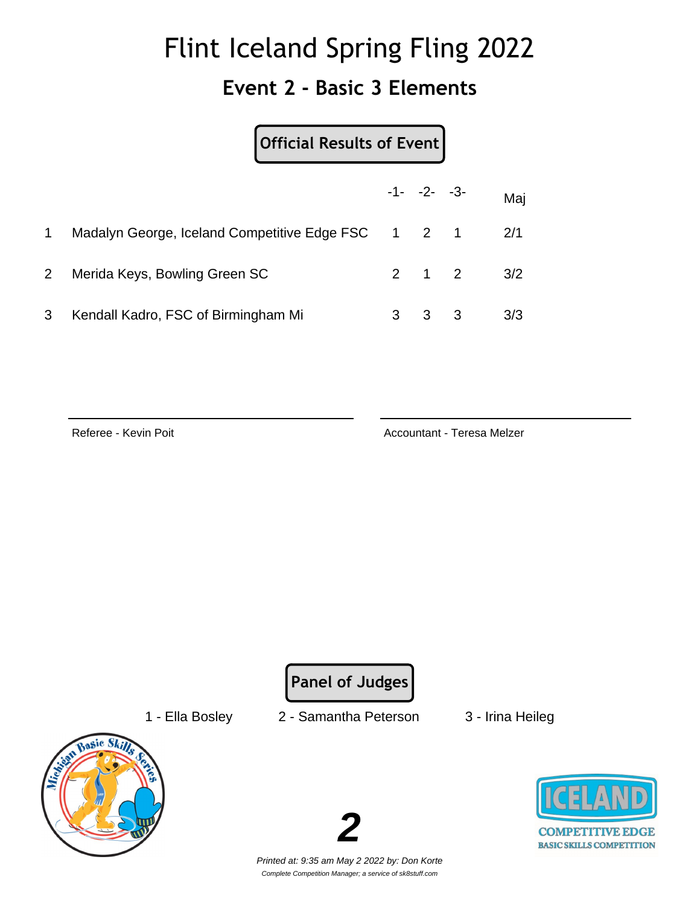# Flint Iceland Spring Fling 2022

## Event 2 - Basic 3 Elements

**Official Results of Event**

| | | -1- | -2- | -3- | Maj |
|---|---|---|---|---|---|
| 1 | Madalyn George, Iceland Competitive Edge FSC | 1 | 2 | 1 | 2/1 |
| 2 | Merida Keys, Bowling Green SC | 2 | 1 | 2 | 3/2 |
| 3 | Kendall Kadro, FSC of Birmingham Mi | 3 | 3 | 3 | 3/3 |

Referee - Kevin Poit

Accountant - Teresa Melzer

**Panel of Judges**

1 - Ella Bosley    2 - Samantha Peterson    3 - Irina Heileg

*Printed at: 9:35 am May 2 2022 by: Don Korte*

*Complete Competition Manager; a service of sk8stuff.com*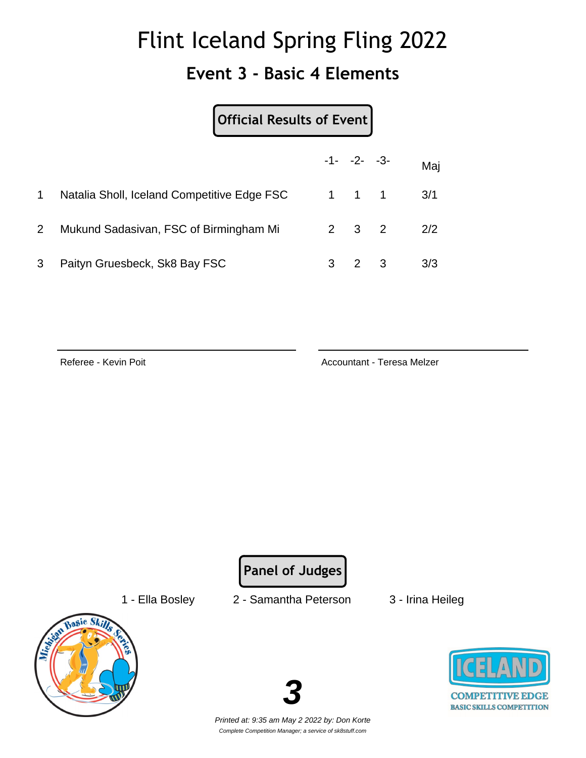# Flint Iceland Spring Fling 2022

## Event 3 - Basic 4 Elements

**Official Results of Event**

| | | -1- | -2- | -3- | Maj |
|---|---|---|---|---|---|
| 1 | Natalia Sholl, Iceland Competitive Edge FSC | 1 | 1 | 1 | 3/1 |
| 2 | Mukund Sadasivan, FSC of Birmingham Mi | 2 | 3 | 2 | 2/2 |
| 3 | Paityn Gruesbeck, Sk8 Bay FSC | 3 | 2 | 3 | 3/3 |

Referee - Kevin Poit

Accountant - Teresa Melzer

**Panel of Judges**

1 - Ella Bosley 2 - Samantha Peterson 3 - Irina Heileg

*Printed at: 9:35 am May 2 2022 by: Don Korte*

*Complete Competition Manager; a service of sk8stuff.com*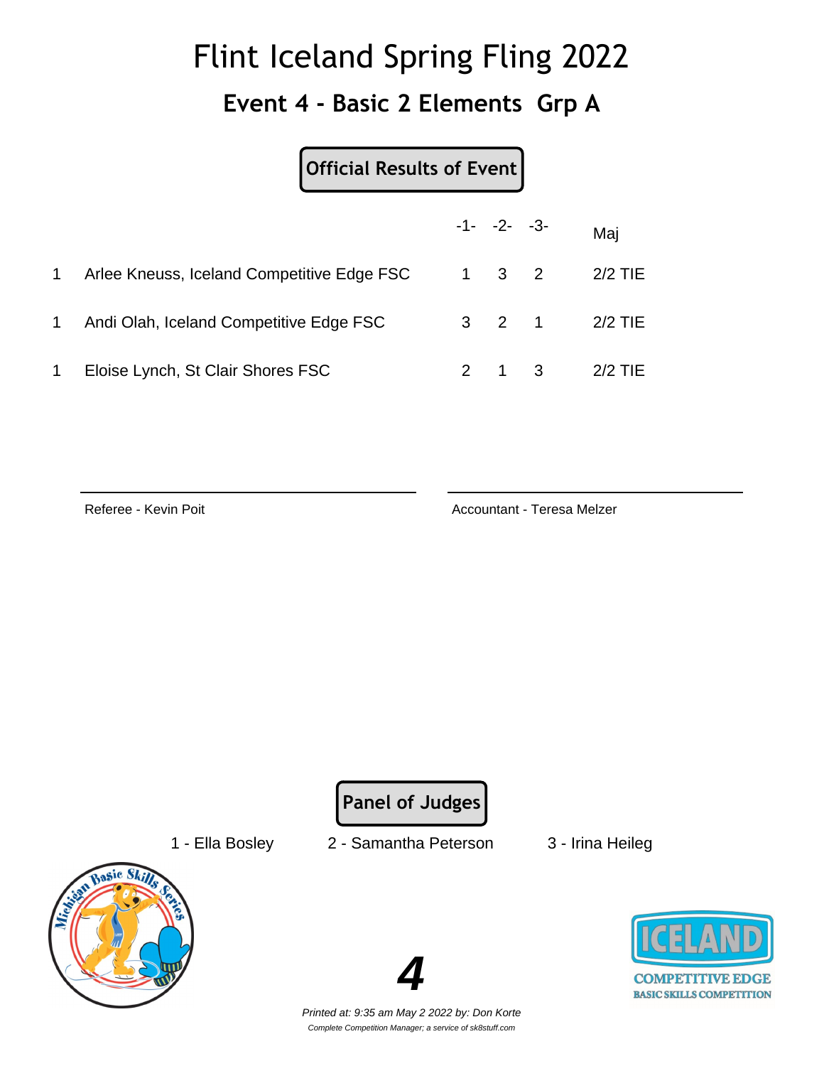# Flint Iceland Spring Fling 2022

## Event 4 - Basic 2 Elements Grp A

**Official Results of Event**

| | | -1- | -2- | -3- | Maj |
|---|---|---|---|---|---|
| 1 | Arlee Kneuss, Iceland Competitive Edge FSC | 1 | 3 | 2 | 2/2 TIE |
| 1 | Andi Olah, Iceland Competitive Edge FSC | 3 | 2 | 1 | 2/2 TIE |
| 1 | Eloise Lynch, St Clair Shores FSC | 2 | 1 | 3 | 2/2 TIE |

Referee - Kevin Poit

Accountant - Teresa Melzer

**Panel of Judges**

1 - Ella Bosley

2 - Samantha Peterson

3 - Irina Heileg

*Printed at: 9:35 am May 2 2022 by: Don Korte*

*Complete Competition Manager; a service of sk8stuff.com*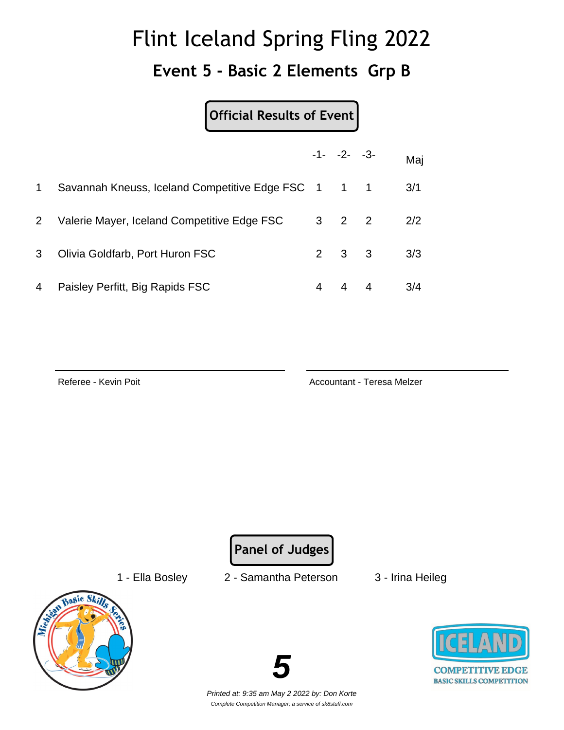# Flint Iceland Spring Fling 2022

## Event 5 - Basic 2 Elements Grp B

**Official Results of Event**

| | | -1- | -2- | -3- | Maj |
|---|---|---|---|---|---|
| 1 | Savannah Kneuss, Iceland Competitive Edge FSC | 1 | 1 | 1 | 3/1 |
| 2 | Valerie Mayer, Iceland Competitive Edge FSC | 3 | 2 | 2 | 2/2 |
| 3 | Olivia Goldfarb, Port Huron FSC | 2 | 3 | 3 | 3/3 |
| 4 | Paisley Perfitt, Big Rapids FSC | 4 | 4 | 4 | 3/4 |

Referee - Kevin Poit

Accountant - Teresa Melzer

**Panel of Judges**

1 - Ella Bosley 2 - Samantha Peterson 3 - Irina Heileg

*Printed at: 9:35 am May 2 2022 by: Don Korte*

*Complete Competition Manager; a service of sk8stuff.com*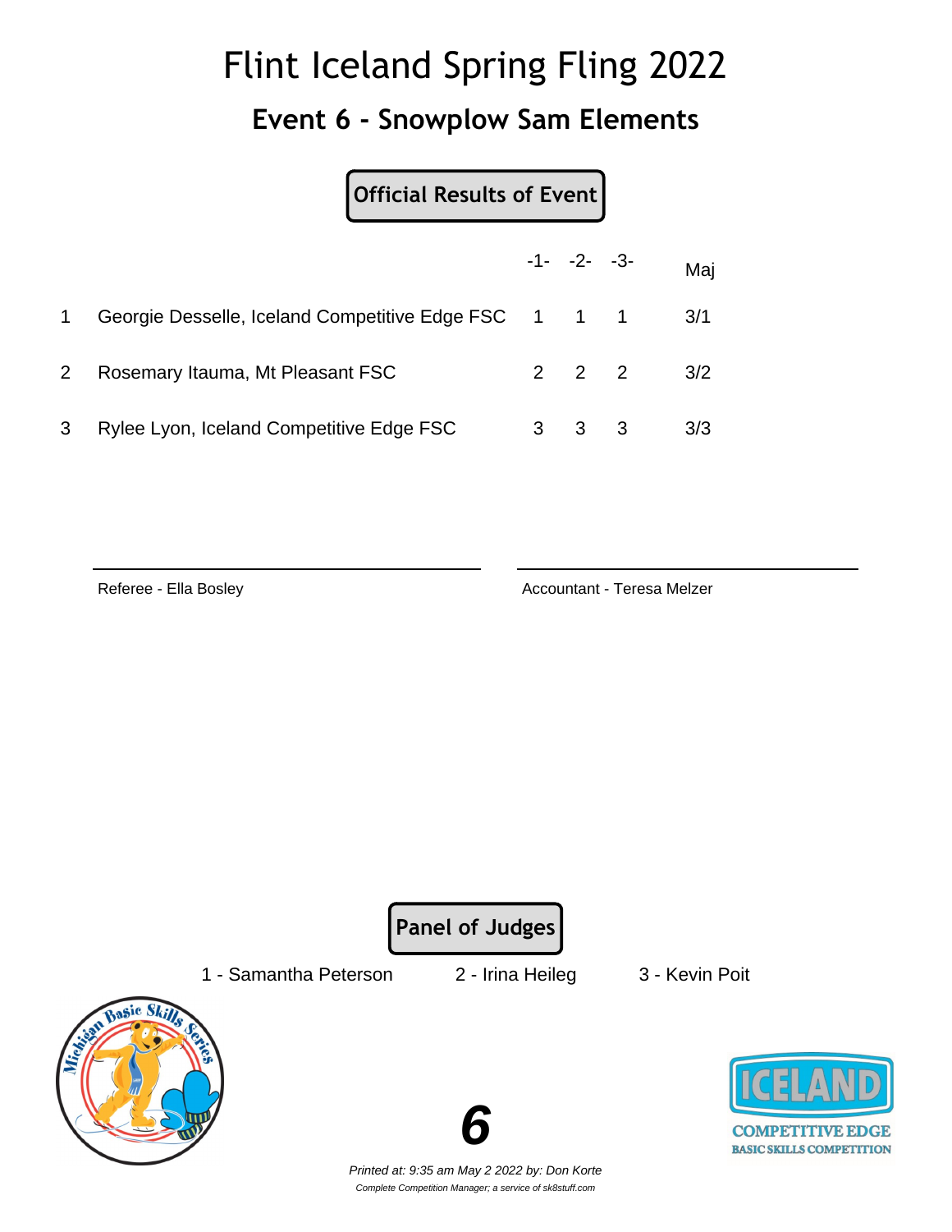# Flint Iceland Spring Fling 2022

## Event 6 - Snowplow Sam Elements

**Official Results of Event**

| | | -1- | -2- | -3- | Maj |
|---|---|---|---|---|---|
| 1 | Georgie Desselle, Iceland Competitive Edge FSC | 1 | 1 | 1 | 3/1 |
| 2 | Rosemary Itauma, Mt Pleasant FSC | 2 | 2 | 2 | 3/2 |
| 3 | Rylee Lyon, Iceland Competitive Edge FSC | 3 | 3 | 3 | 3/3 |

Referee - Ella Bosley

Accountant - Teresa Melzer

**Panel of Judges**

1 - Samantha Peterson    2 - Irina Heileg    3 - Kevin Poit

**6**

*Printed at: 9:35 am May 2 2022 by: Don Korte*

*Complete Competition Manager; a service of sk8stuff.com*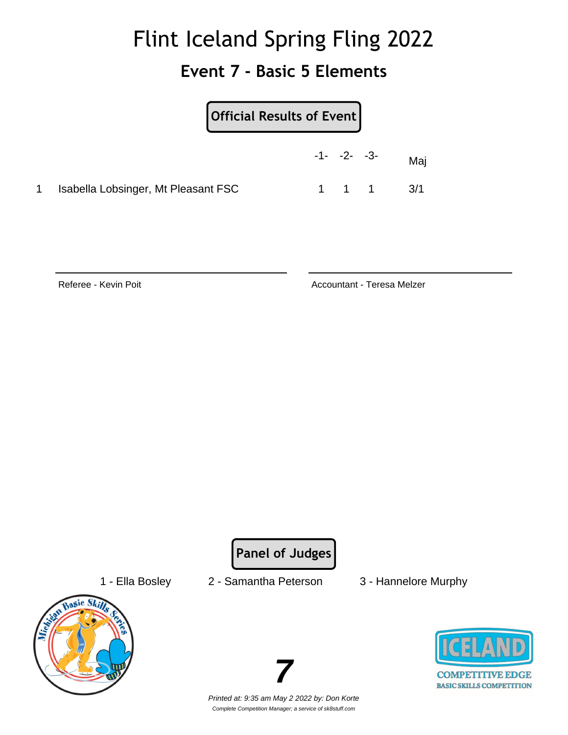# Flint Iceland Spring Fling 2022

## Event 7 - Basic 5 Elements

**Official Results of Event**

| | | -1- | -2- | -3- | Maj |
|---|---|---|---|---|---|
| 1 | Isabella Lobsinger, Mt Pleasant FSC | 1 | 1 | 1 | 3/1 |

Referee - Kevin Poit

Accountant - Teresa Melzer

**Panel of Judges**

1 - Ella Bosley    2 - Samantha Peterson    3 - Hannelore Murphy

*Printed at: 9:35 am May 2 2022 by: Don Korte*

*Complete Competition Manager; a service of sk8stuff.com*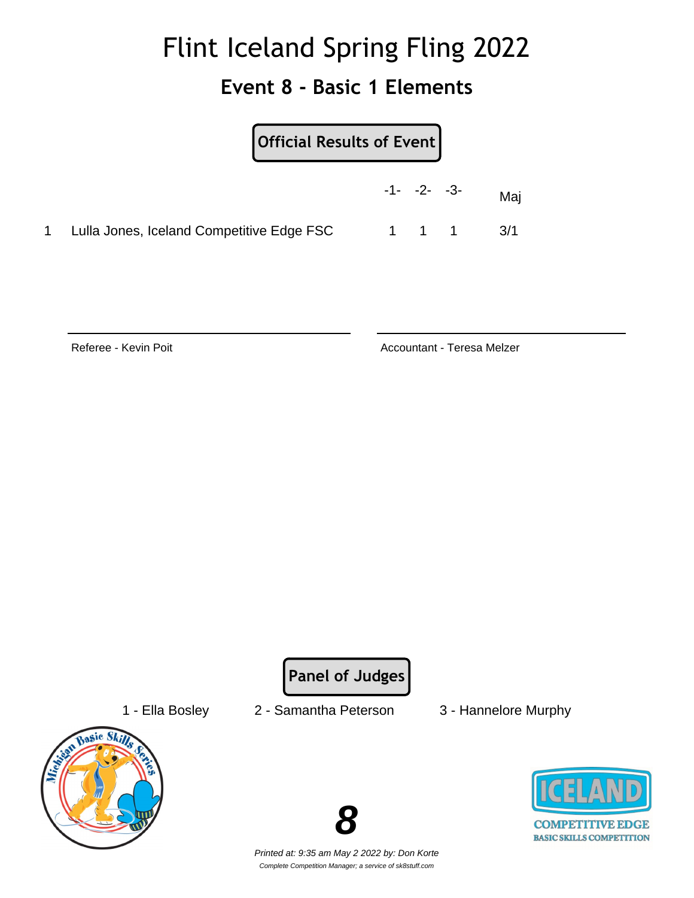# Flint Iceland Spring Fling 2022

## Event 8 - Basic 1 Elements

**Official Results of Event**

| | | -1- | -2- | -3- | Maj |
|---|---|---|---|---|---|
| 1 | Lulla Jones, Iceland Competitive Edge FSC | 1 | 1 | 1 | 3/1 |

Referee - Kevin Poit

Accountant - Teresa Melzer

**Panel of Judges**

1 - Ella Bosley    2 - Samantha Peterson    3 - Hannelore Murphy

*Printed at: 9:35 am May 2 2022 by: Don Korte*

*Complete Competition Manager; a service of sk8stuff.com*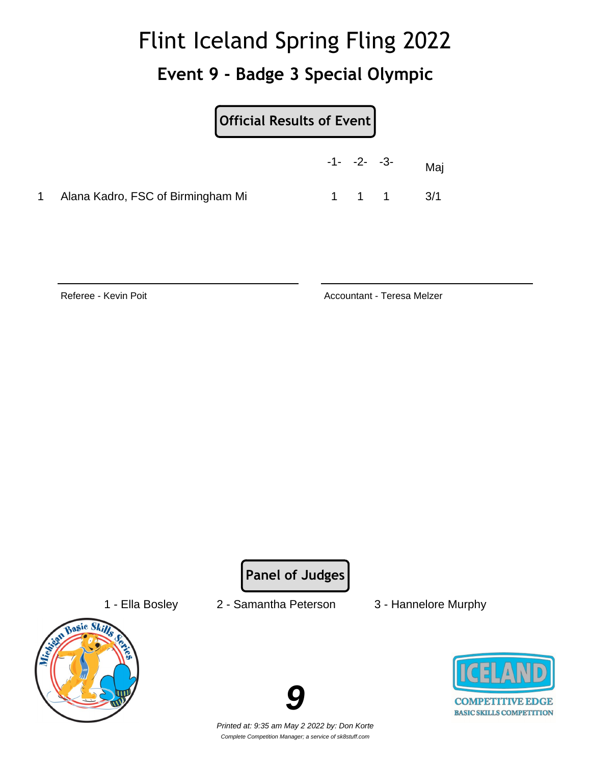# Flint Iceland Spring Fling 2022

## Event 9 - Badge 3 Special Olympic

**Official Results of Event**

| | | -1- | -2- | -3- | Maj |
|---|---|---|---|---|---|
| 1 | Alana Kadro, FSC of Birmingham Mi | 1 | 1 | 1 | 3/1 |

Referee - Kevin Poit

Accountant - Teresa Melzer

**Panel of Judges**

1 - Ella Bosley    2 - Samantha Peterson    3 - Hannelore Murphy

*Printed at: 9:35 am May 2 2022 by: Don Korte*

*Complete Competition Manager; a service of sk8stuff.com*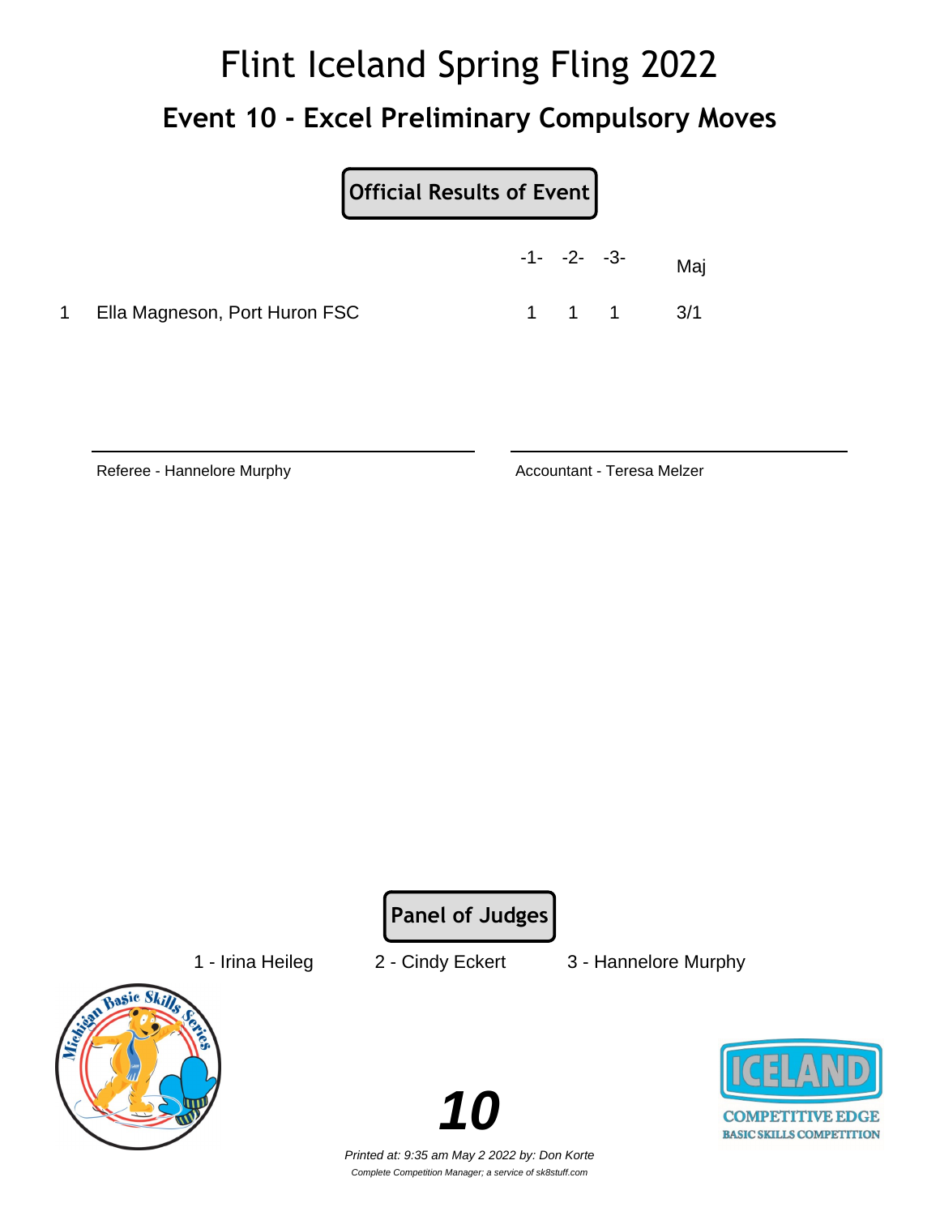# Flint Iceland Spring Fling 2022

## Event 10 - Excel Preliminary Compulsory Moves

**Official Results of Event**

| | | -1- | -2- | -3- | Maj |
|---|---|---|---|---|---|
| 1 | Ella Magneson, Port Huron FSC | 1 | 1 | 1 | 3/1 |

Referee - Hannelore Murphy

Accountant - Teresa Melzer

**Panel of Judges**

1 - Irina Heileg    2 - Cindy Eckert    3 - Hannelore Murphy

*Printed at: 9:35 am May 2 2022 by: Don Korte*

*Complete Competition Manager; a service of sk8stuff.com*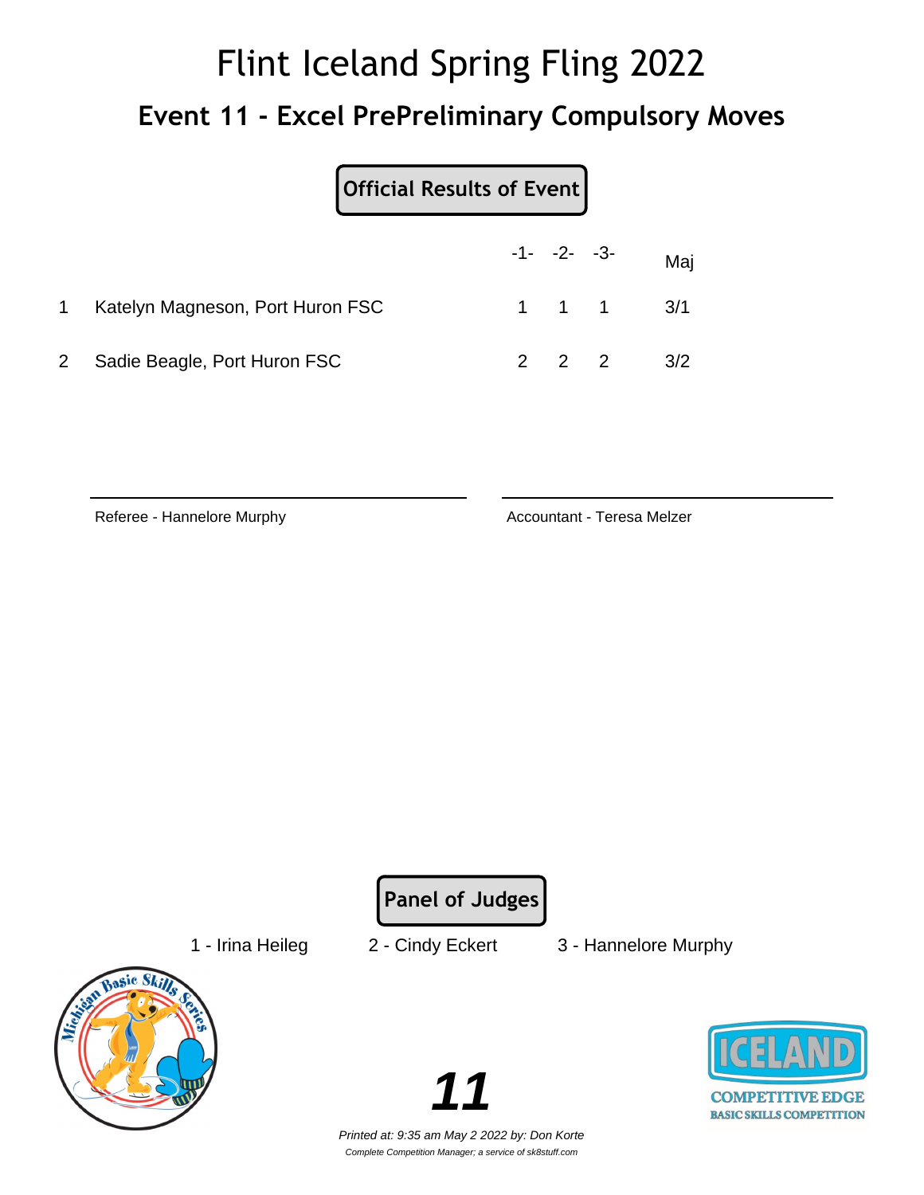# Flint Iceland Spring Fling 2022

## Event 11 - Excel PrePreliminary Compulsory Moves

**Official Results of Event**

| | | -1- | -2- | -3- | Maj |
|---|---|---|---|---|---|
| 1 | Katelyn Magneson, Port Huron FSC | 1 | 1 | 1 | 3/1 |
| 2 | Sadie Beagle, Port Huron FSC | 2 | 2 | 2 | 3/2 |

Referee - Hannelore Murphy

Accountant - Teresa Melzer

**Panel of Judges**

1 - Irina Heileg    2 - Cindy Eckert    3 - Hannelore Murphy

*Printed at: 9:35 am May 2 2022 by: Don Korte*

*Complete Competition Manager; a service of sk8stuff.com*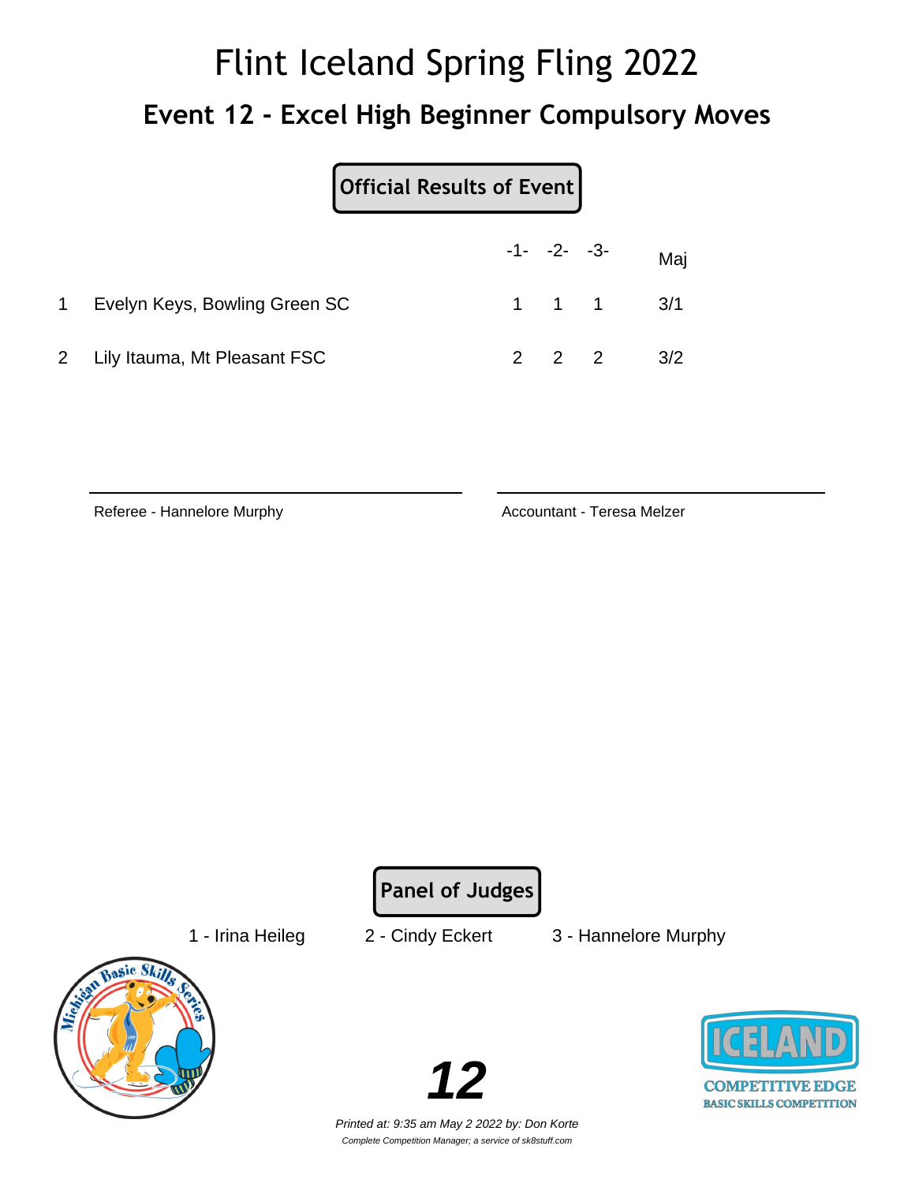# Flint Iceland Spring Fling 2022

## Event 12 - Excel High Beginner Compulsory Moves

**Official Results of Event**

| | | -1- | -2- | -3- | Maj |
|---|---|---|---|---|---|
| 1 | Evelyn Keys, Bowling Green SC | 1 | 1 | 1 | 3/1 |
| 2 | Lily Itauma, Mt Pleasant FSC | 2 | 2 | 2 | 3/2 |

Referee - Hannelore Murphy

Accountant - Teresa Melzer

**Panel of Judges**

1 - Irina Heileg     2 - Cindy Eckert     3 - Hannelore Murphy

*Printed at: 9:35 am May 2 2022 by: Don Korte*

*Complete Competition Manager; a service of sk8stuff.com*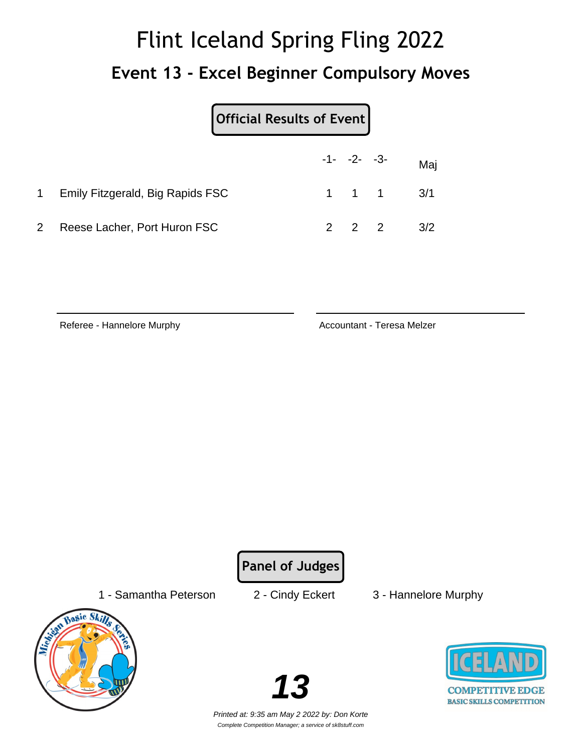# Flint Iceland Spring Fling 2022

## Event 13 - Excel Beginner Compulsory Moves

**Official Results of Event**

| | | -1- | -2- | -3- | Maj |
|---|---|---|---|---|---|
| 1 | Emily Fitzgerald, Big Rapids FSC | 1 | 1 | 1 | 3/1 |
| 2 | Reese Lacher, Port Huron FSC | 2 | 2 | 2 | 3/2 |

Referee - Hannelore Murphy

Accountant - Teresa Melzer

**Panel of Judges**

1 - Samantha Peterson    2 - Cindy Eckert    3 - Hannelore Murphy

*Printed at: 9:35 am May 2 2022 by: Don Korte*

*Complete Competition Manager; a service of sk8stuff.com*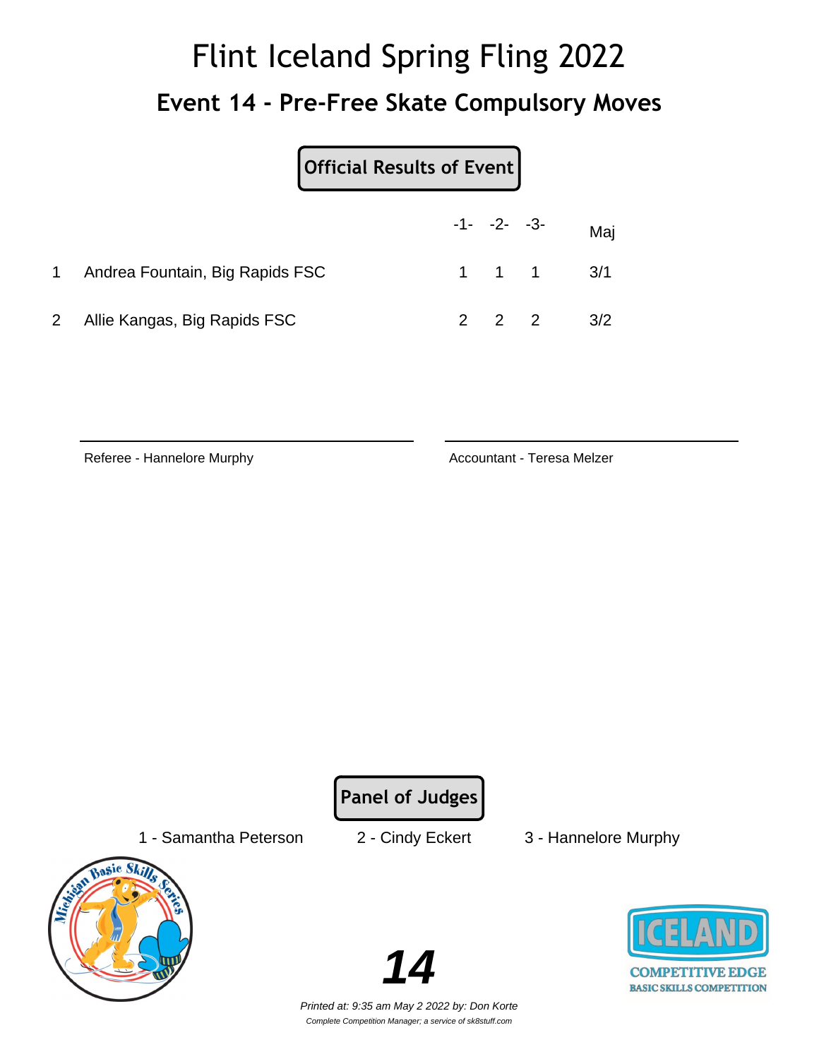# Flint Iceland Spring Fling 2022

## Event 14 - Pre-Free Skate Compulsory Moves

**Official Results of Event**

| | | -1- | -2- | -3- | Maj |
|---|---|---|---|---|---|
| 1 | Andrea Fountain, Big Rapids FSC | 1 | 1 | 1 | 3/1 |
| 2 | Allie Kangas, Big Rapids FSC | 2 | 2 | 2 | 3/2 |

Referee - Hannelore Murphy

Accountant - Teresa Melzer

**Panel of Judges**

1 - Samantha Peterson    2 - Cindy Eckert    3 - Hannelore Murphy

*Printed at: 9:35 am May 2 2022 by: Don Korte*

*Complete Competition Manager; a service of sk8stuff.com*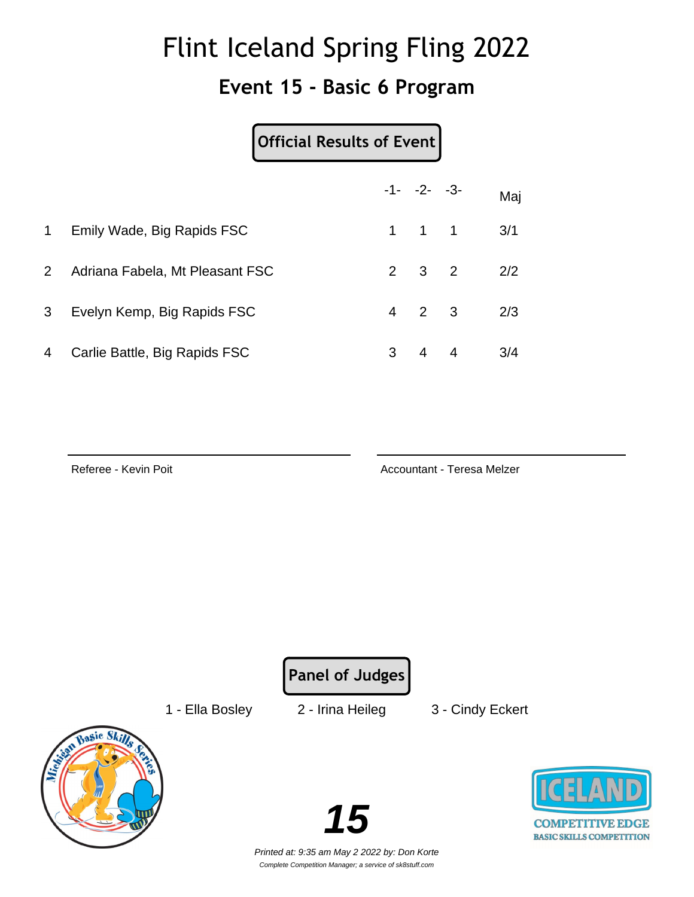# Flint Iceland Spring Fling 2022

## Event 15 - Basic 6 Program

**Official Results of Event**

| | | -1- | -2- | -3- | Maj |
|---|---|---|---|---|---|
| 1 | Emily Wade, Big Rapids FSC | 1 | 1 | 1 | 3/1 |
| 2 | Adriana Fabela, Mt Pleasant FSC | 2 | 3 | 2 | 2/2 |
| 3 | Evelyn Kemp, Big Rapids FSC | 4 | 2 | 3 | 2/3 |
| 4 | Carlie Battle, Big Rapids FSC | 3 | 4 | 4 | 3/4 |

Referee - Kevin Poit

Accountant - Teresa Melzer

**Panel of Judges**

1 - Ella Bosley    2 - Irina Heileg    3 - Cindy Eckert

*Printed at: 9:35 am May 2 2022 by: Don Korte*

*Complete Competition Manager; a service of sk8stuff.com*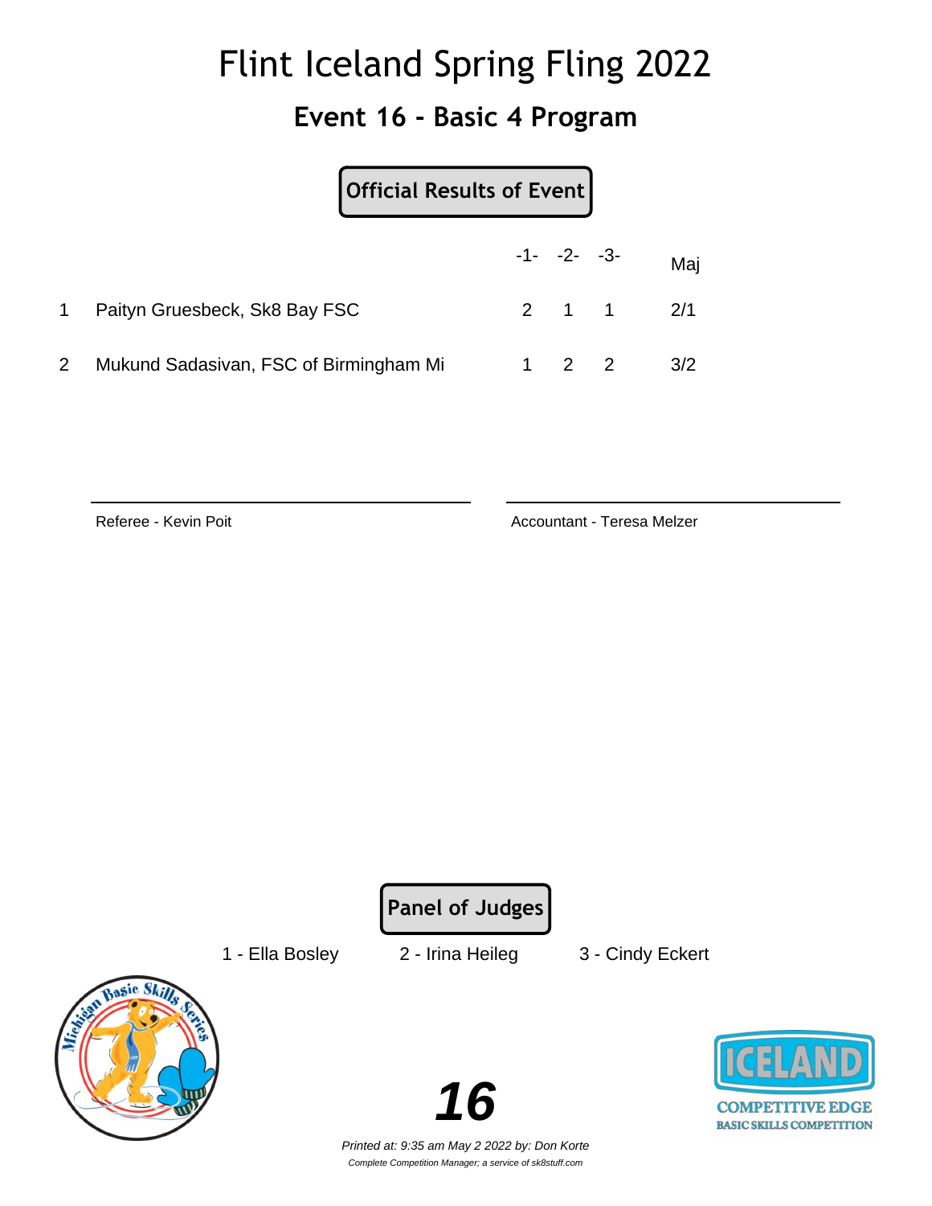# Flint Iceland Spring Fling 2022

## Event 16 - Basic 4 Program

**Official Results of Event**

| | | -1- | -2- | -3- | Maj |
|---|---|---|---|---|---|
| 1 | Paityn Gruesbeck, Sk8 Bay FSC | 2 | 1 | 1 | 2/1 |
| 2 | Mukund Sadasivan, FSC of Birmingham Mi | 1 | 2 | 2 | 3/2 |

Referee - Kevin Poit

Accountant - Teresa Melzer

**Panel of Judges**

1 - Ella Bosley 2 - Irina Heileg 3 - Cindy Eckert

ICELAND COMPETITIVE EDGE BASIC SKILLS COMPETITION

*Printed at: 9:35 am May 2 2022 by: Don Korte*

*Complete Competition Manager; a service of sk8stuff.com*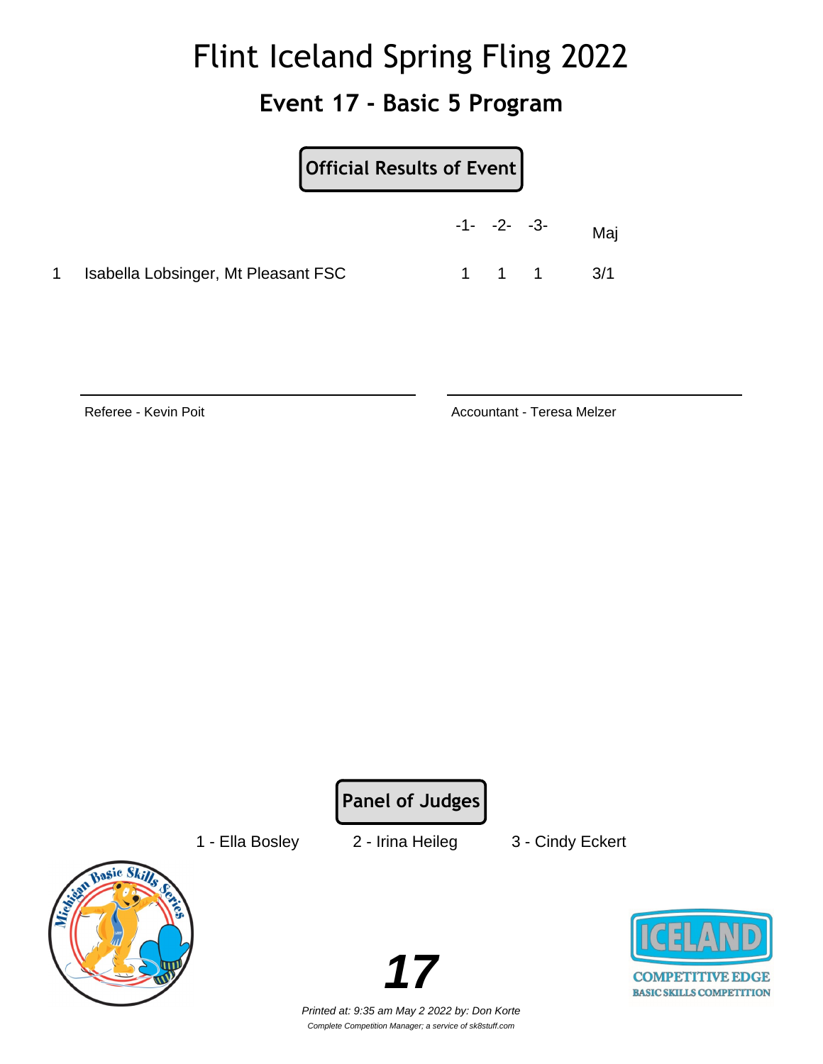# Flint Iceland Spring Fling 2022

## Event 17 - Basic 5 Program

**Official Results of Event**

| | | -1- | -2- | -3- | Maj |
|---|---|---|---|---|---|
| 1 | Isabella Lobsinger, Mt Pleasant FSC | 1 | 1 | 1 | 3/1 |

Referee - Kevin Poit

Accountant - Teresa Melzer

**Panel of Judges**

1 - Ella Bosley 2 - Irina Heileg 3 - Cindy Eckert

*Printed at: 9:35 am May 2 2022 by: Don Korte*

*Complete Competition Manager; a service of sk8stuff.com*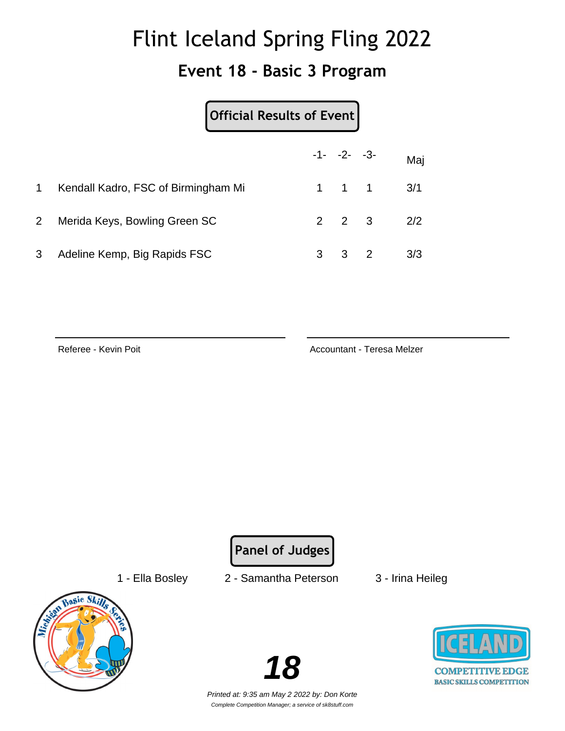# Flint Iceland Spring Fling 2022

## Event 18 - Basic 3 Program

**Official Results of Event**

| | | -1- | -2- | -3- | Maj |
|---|---|---|---|---|---|
| 1 | Kendall Kadro, FSC of Birmingham Mi | 1 | 1 | 1 | 3/1 |
| 2 | Merida Keys, Bowling Green SC | 2 | 2 | 3 | 2/2 |
| 3 | Adeline Kemp, Big Rapids FSC | 3 | 3 | 2 | 3/3 |

Referee - Kevin Poit

Accountant - Teresa Melzer

**Panel of Judges**

1 - Ella Bosley    2 - Samantha Peterson    3 - Irina Heileg

ICELAND COMPETITIVE EDGE BASIC SKILLS COMPETITION

*Printed at: 9:35 am May 2 2022 by: Don Korte*

*Complete Competition Manager; a service of sk8stuff.com*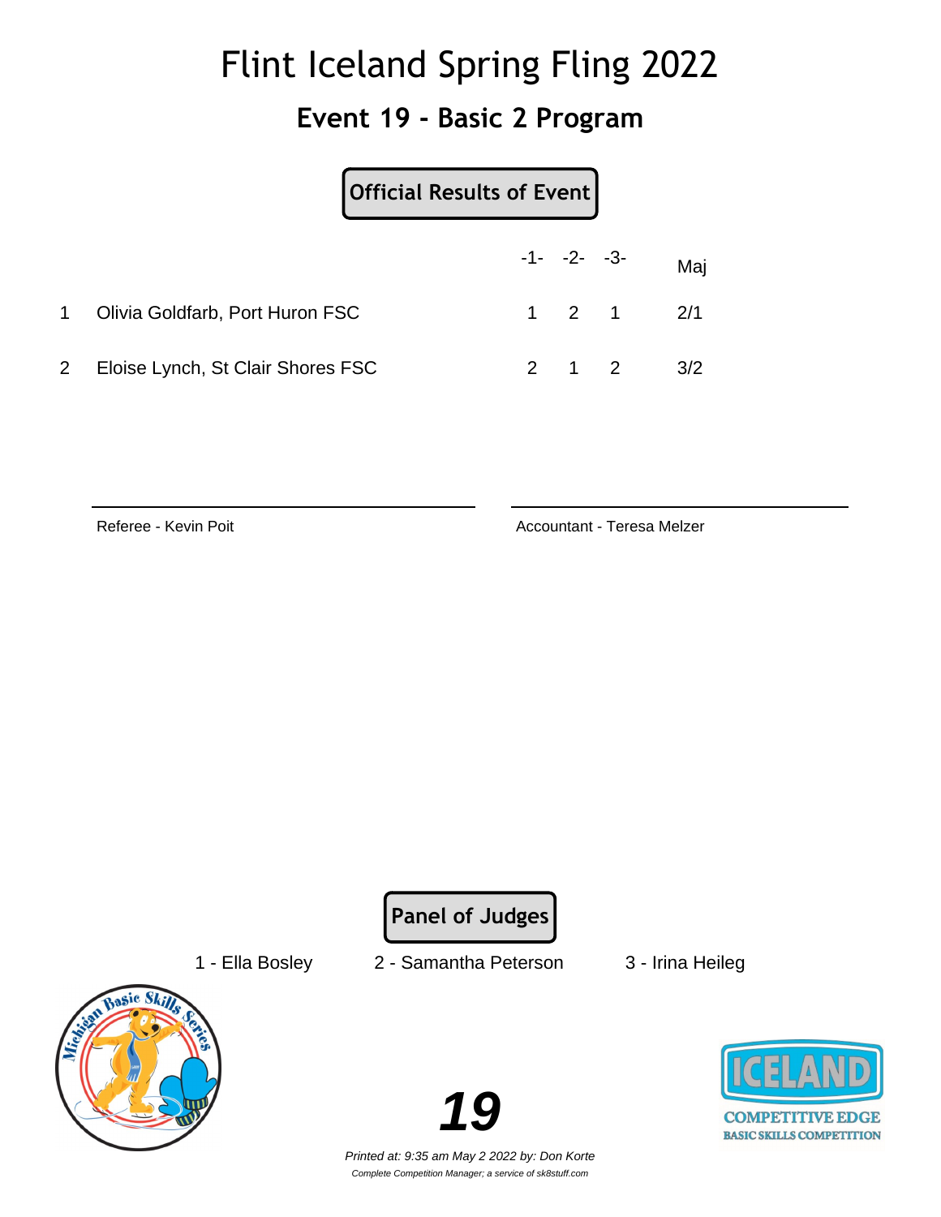# Flint Iceland Spring Fling 2022

## Event 19 - Basic 2 Program

**Official Results of Event**

| | | -1- | -2- | -3- | Maj |
|---|---|---|---|---|---|
| 1 | Olivia Goldfarb, Port Huron FSC | 1 | 2 | 1 | 2/1 |
| 2 | Eloise Lynch, St Clair Shores FSC | 2 | 1 | 2 | 3/2 |

Referee - Kevin Poit

Accountant - Teresa Melzer

**Panel of Judges**

1 - Ella Bosley    2 - Samantha Peterson    3 - Irina Heileg

*Printed at: 9:35 am May 2 2022 by: Don Korte*

*Complete Competition Manager; a service of sk8stuff.com*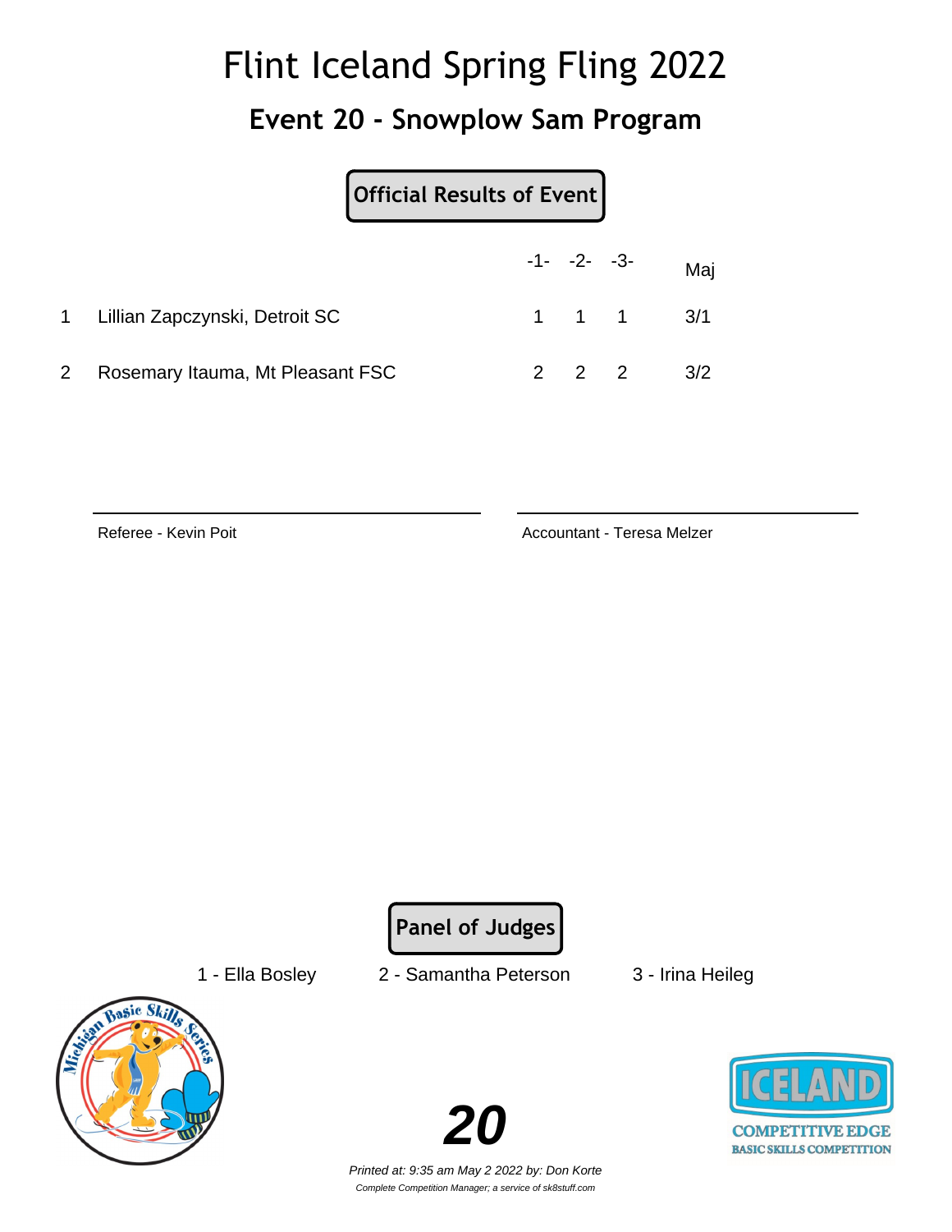# Flint Iceland Spring Fling 2022

## Event 20 - Snowplow Sam Program

**Official Results of Event**

| | | -1- | -2- | -3- | Maj |
|---|---|---|---|---|---|
| 1 | Lillian Zapczynski, Detroit SC | 1 | 1 | 1 | 3/1 |
| 2 | Rosemary Itauma, Mt Pleasant FSC | 2 | 2 | 2 | 3/2 |

Referee - Kevin Poit

Accountant - Teresa Melzer

**Panel of Judges**

1 - Ella Bosley   2 - Samantha Peterson   3 - Irina Heileg

*Printed at: 9:35 am May 2 2022 by: Don Korte*

*Complete Competition Manager; a service of sk8stuff.com*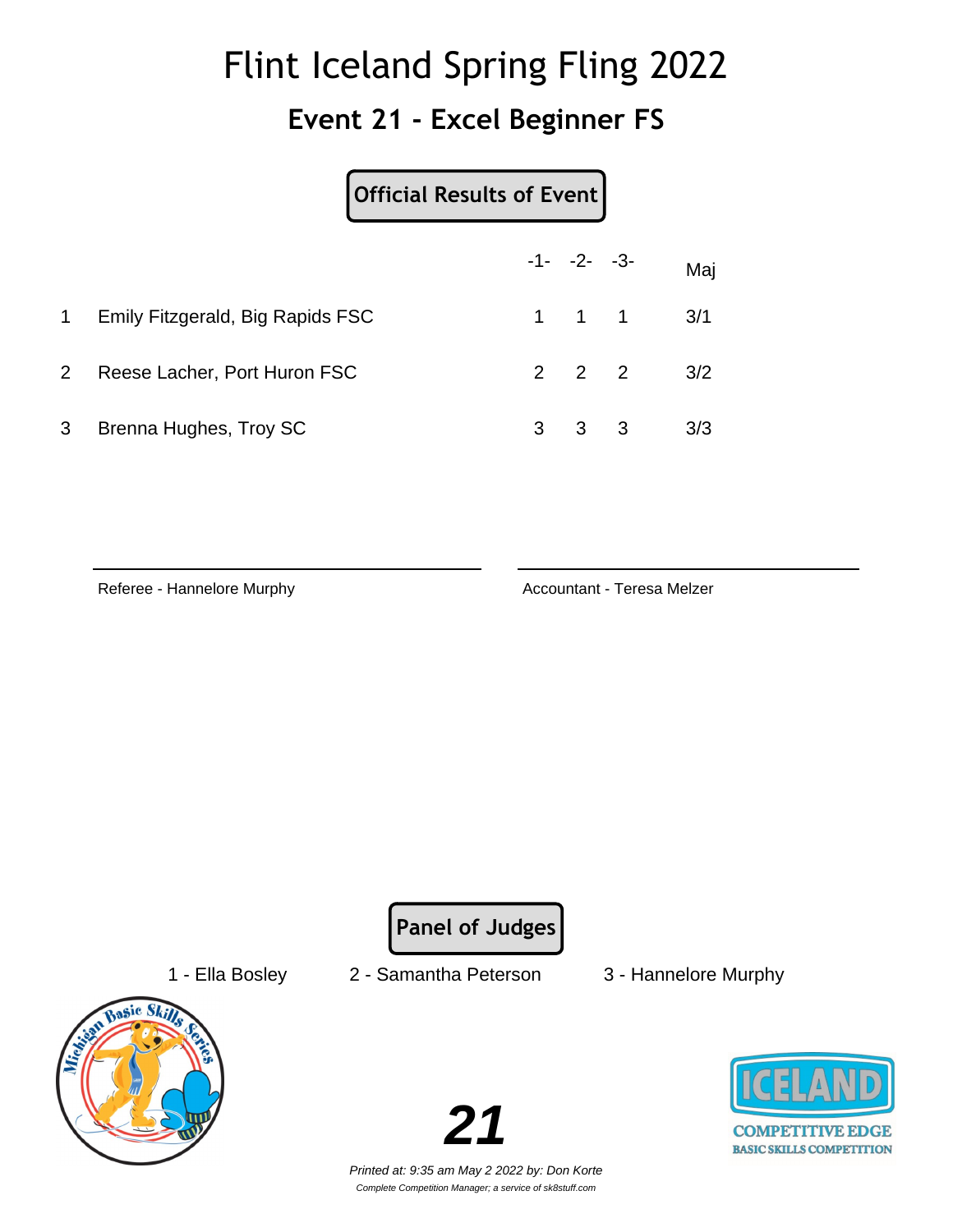# Flint Iceland Spring Fling 2022

## Event 21 - Excel Beginner FS

**Official Results of Event**

| | | -1- | -2- | -3- | Maj |
|---|---|---|---|---|---|
| 1 | Emily Fitzgerald, Big Rapids FSC | 1 | 1 | 1 | 3/1 |
| 2 | Reese Lacher, Port Huron FSC | 2 | 2 | 2 | 3/2 |
| 3 | Brenna Hughes, Troy SC | 3 | 3 | 3 | 3/3 |

Referee - Hannelore Murphy

Accountant - Teresa Melzer

**Panel of Judges**

1 - Ella Bosley    2 - Samantha Peterson    3 - Hannelore Murphy

Michigan Basic Skills Series

ICELAND COMPETITIVE EDGE BASIC SKILLS COMPETITION

*Printed at: 9:35 am May 2 2022 by: Don Korte*

*Complete Competition Manager; a service of sk8stuff.com*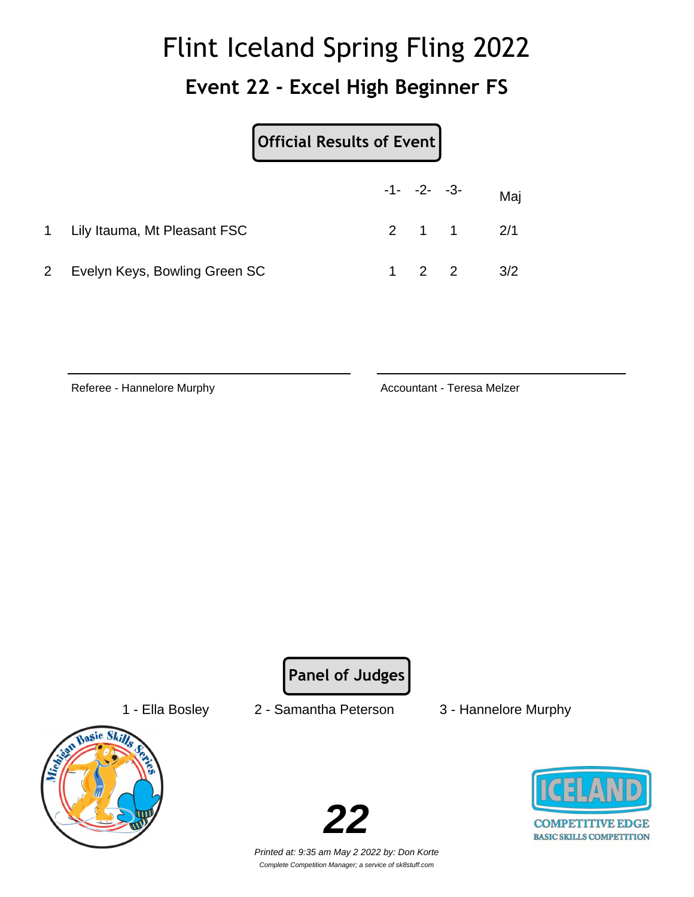# Flint Iceland Spring Fling 2022

## Event 22 - Excel High Beginner FS

**Official Results of Event**

| | | -1- | -2- | -3- | Maj |
|---|---|---|---|---|---|
| 1 | Lily Itauma, Mt Pleasant FSC | 2 | 1 | 1 | 2/1 |
| 2 | Evelyn Keys, Bowling Green SC | 1 | 2 | 2 | 3/2 |

Referee - Hannelore Murphy

Accountant - Teresa Melzer

**Panel of Judges**

1 - Ella Bosley　　2 - Samantha Peterson　　3 - Hannelore Murphy

*Printed at: 9:35 am May 2 2022 by: Don Korte*

*Complete Competition Manager; a service of sk8stuff.com*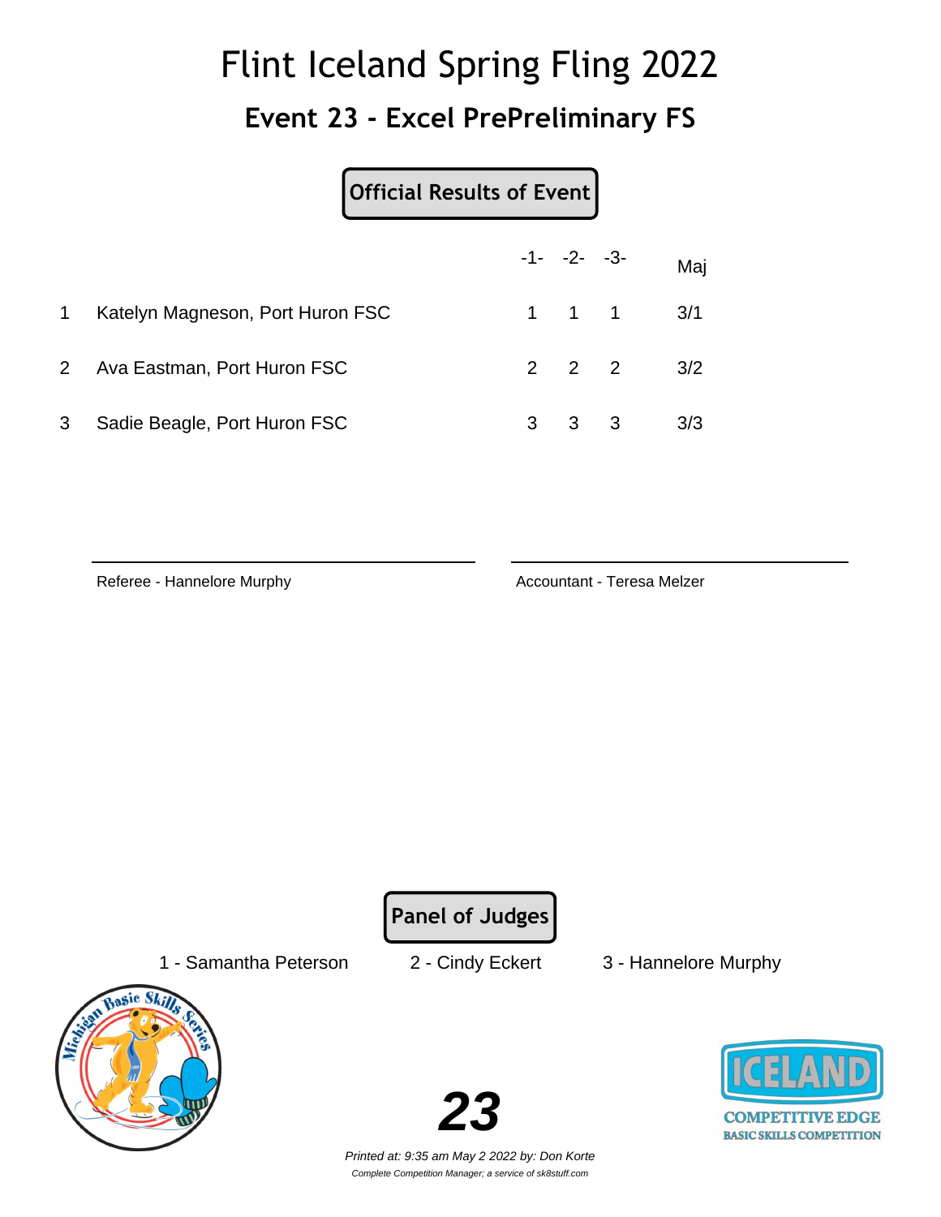# Flint Iceland Spring Fling 2022

## Event 23 - Excel PrePreliminary FS

**Official Results of Event**

| | | -1- | -2- | -3- | Maj |
|---|---|---|---|---|---|
| 1 | Katelyn Magneson, Port Huron FSC | 1 | 1 | 1 | 3/1 |
| 2 | Ava Eastman, Port Huron FSC | 2 | 2 | 2 | 3/2 |
| 3 | Sadie Beagle, Port Huron FSC | 3 | 3 | 3 | 3/3 |

Referee - Hannelore Murphy

Accountant - Teresa Melzer

**Panel of Judges**

1 - Samantha Peterson    2 - Cindy Eckert    3 - Hannelore Murphy

*Printed at: 9:35 am May 2 2022 by: Don Korte*

*Complete Competition Manager; a service of sk8stuff.com*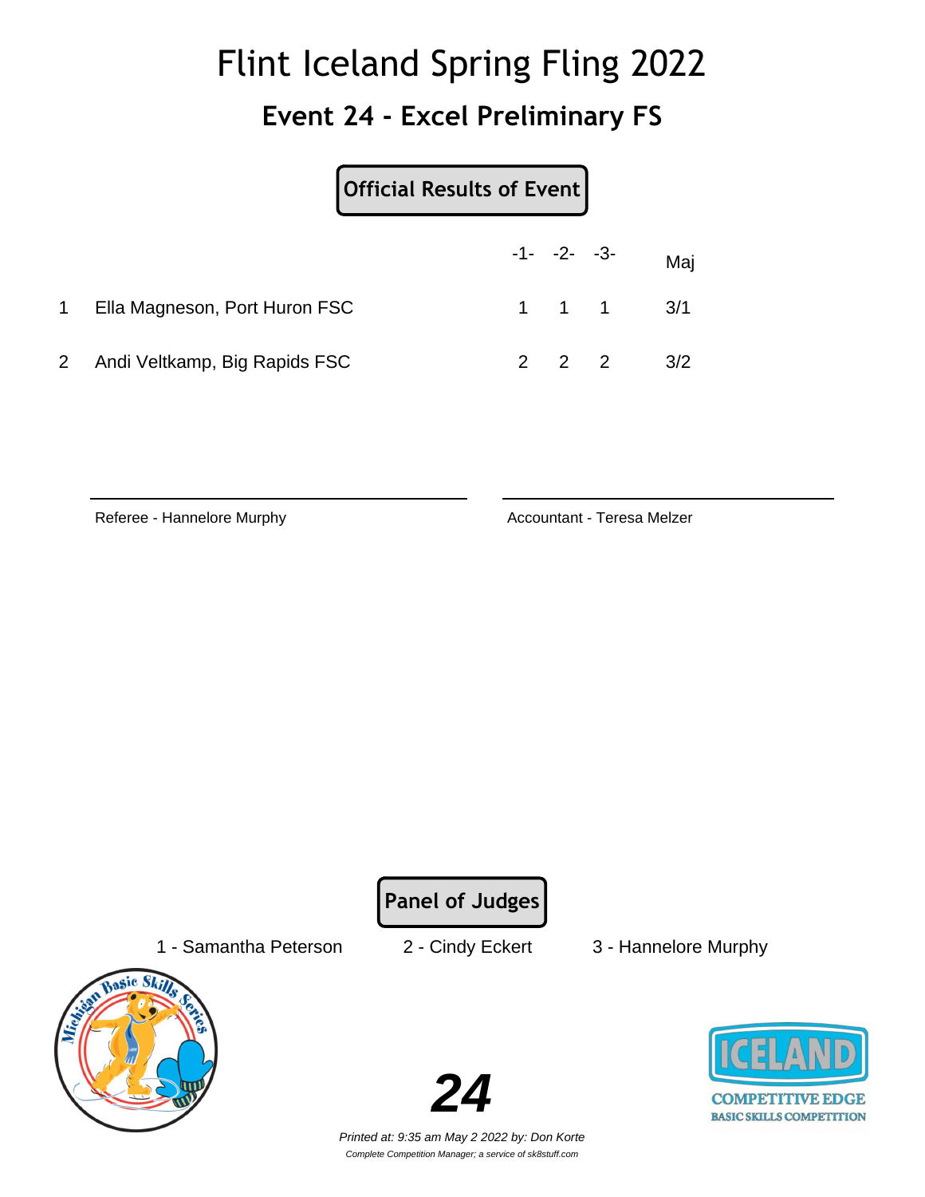# Flint Iceland Spring Fling 2022

## Event 24 - Excel Preliminary FS

**Official Results of Event**

| | | -1- | -2- | -3- | Maj |
|---|---|---|---|---|---|
| 1 | Ella Magneson, Port Huron FSC | 1 | 1 | 1 | 3/1 |
| 2 | Andi Veltkamp, Big Rapids FSC | 2 | 2 | 2 | 3/2 |

Referee - Hannelore Murphy

Accountant - Teresa Melzer

**Panel of Judges**

1 - Samantha Peterson    2 - Cindy Eckert    3 - Hannelore Murphy

**24**

*Printed at: 9:35 am May 2 2022 by: Don Korte*

*Complete Competition Manager; a service of sk8stuff.com*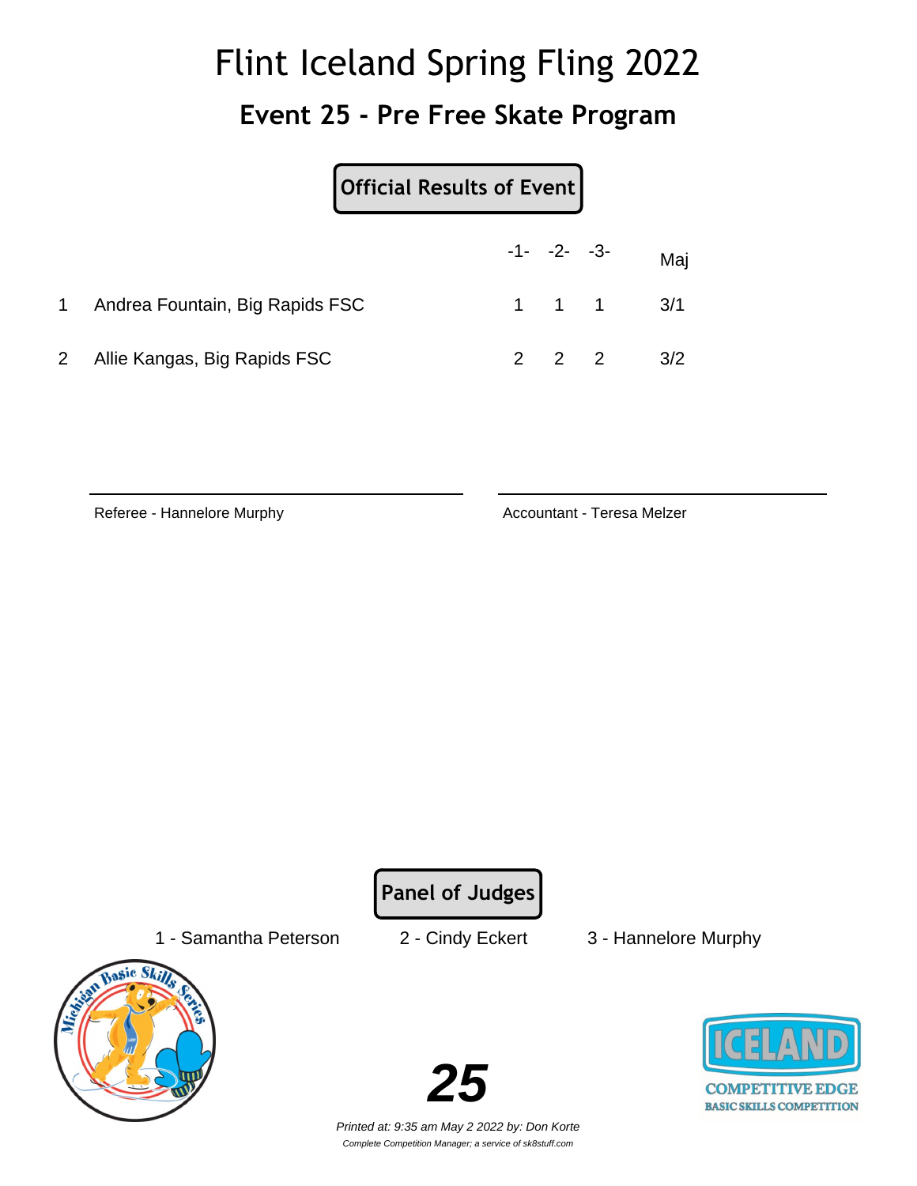# Flint Iceland Spring Fling 2022

## Event 25 - Pre Free Skate Program

**Official Results of Event**

| | | -1- | -2- | -3- | Maj |
|---|---|---|---|---|---|
| 1 | Andrea Fountain, Big Rapids FSC | 1 | 1 | 1 | 3/1 |
| 2 | Allie Kangas, Big Rapids FSC | 2 | 2 | 2 | 3/2 |

Referee - Hannelore Murphy

Accountant - Teresa Melzer

**Panel of Judges**

1 - Samantha Peterson

2 - Cindy Eckert

3 - Hannelore Murphy

*Printed at: 9:35 am May 2 2022 by: Don Korte*

*Complete Competition Manager; a service of sk8stuff.com*